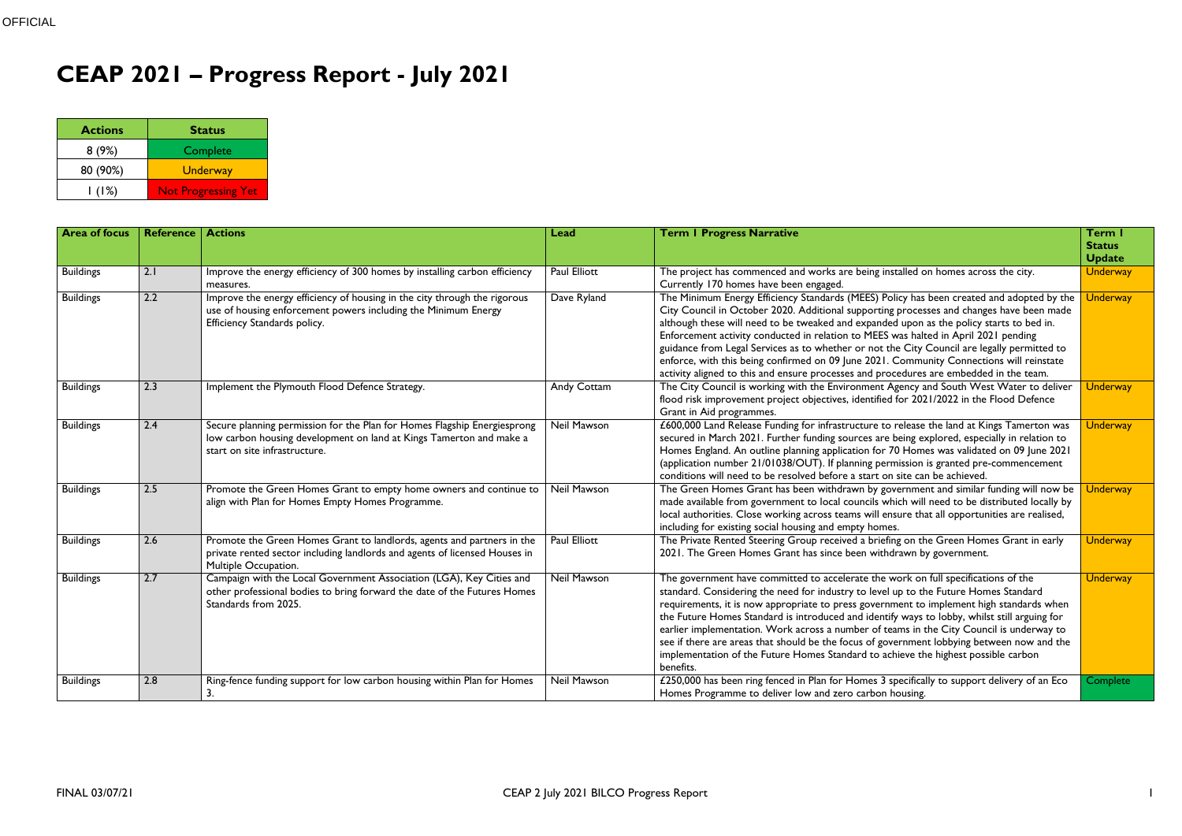# CEAP 2021 – Progress Report - July 2021

| Actions | Status |
|---|---|
| 8 (9%) | Complete |
| 80 (90%) | Underway |
| 1 (1%) | Not Progressing Yet |

| Area of focus | Reference | Actions | Lead | Term 1 Progress Narrative | Term 1 Status Update |
|---|---|---|---|---|---|
| Buildings | 2.1 | Improve the energy efficiency of 300 homes by installing carbon efficiency measures. | Paul Elliott | The project has commenced and works are being installed on homes across the city. Currently 170 homes have been engaged. | Underway |
| Buildings | 2.2 | Improve the energy efficiency of housing in the city through the rigorous use of housing enforcement powers including the Minimum Energy Efficiency Standards policy. | Dave Ryland | The Minimum Energy Efficiency Standards (MEES) Policy has been created and adopted by the City Council in October 2020. Additional supporting processes and changes have been made although these will need to be tweaked and expanded upon as the policy starts to bed in. Enforcement activity conducted in relation to MEES was halted in April 2021 pending guidance from Legal Services as to whether or not the City Council are legally permitted to enforce, with this being confirmed on 09 June 2021. Community Connections will reinstate activity aligned to this and ensure processes and procedures are embedded in the team. | Underway |
| Buildings | 2.3 | Implement the Plymouth Flood Defence Strategy. | Andy Cottam | The City Council is working with the Environment Agency and South West Water to deliver flood risk improvement project objectives, identified for 2021/2022 in the Flood Defence Grant in Aid programmes. | Underway |
| Buildings | 2.4 | Secure planning permission for the Plan for Homes Flagship Energiesprong low carbon housing development on land at Kings Tamerton and make a start on site infrastructure. | Neil Mawson | £600,000 Land Release Funding for infrastructure to release the land at Kings Tamerton was secured in March 2021. Further funding sources are being explored, especially in relation to Homes England. An outline planning application for 70 Homes was validated on 09 June 2021 (application number 21/01038/OUT). If planning permission is granted pre-commencement conditions will need to be resolved before a start on site can be achieved. | Underway |
| Buildings | 2.5 | Promote the Green Homes Grant to empty home owners and continue to align with Plan for Homes Empty Homes Programme. | Neil Mawson | The Green Homes Grant has been withdrawn by government and similar funding will now be made available from government to local councils which will need to be distributed locally by local authorities. Close working across teams will ensure that all opportunities are realised, including for existing social housing and empty homes. | Underway |
| Buildings | 2.6 | Promote the Green Homes Grant to landlords, agents and partners in the private rented sector including landlords and agents of licensed Houses in Multiple Occupation. | Paul Elliott | The Private Rented Steering Group received a briefing on the Green Homes Grant in early 2021. The Green Homes Grant has since been withdrawn by government. | Underway |
| Buildings | 2.7 | Campaign with the Local Government Association (LGA), Key Cities and other professional bodies to bring forward the date of the Futures Homes Standards from 2025. | Neil Mawson | The government have committed to accelerate the work on full specifications of the standard. Considering the need for industry to level up to the Future Homes Standard requirements, it is now appropriate to press government to implement high standards when the Future Homes Standard is introduced and identify ways to lobby, whilst still arguing for earlier implementation. Work across a number of teams in the City Council is underway to see if there are areas that should be the focus of government lobbying between now and the implementation of the Future Homes Standard to achieve the highest possible carbon benefits. | Underway |
| Buildings | 2.8 | Ring-fence funding support for low carbon housing within Plan for Homes 3. | Neil Mawson | £250,000 has been ring fenced in Plan for Homes 3 specifically to support delivery of an Eco Homes Programme to deliver low and zero carbon housing. | Complete |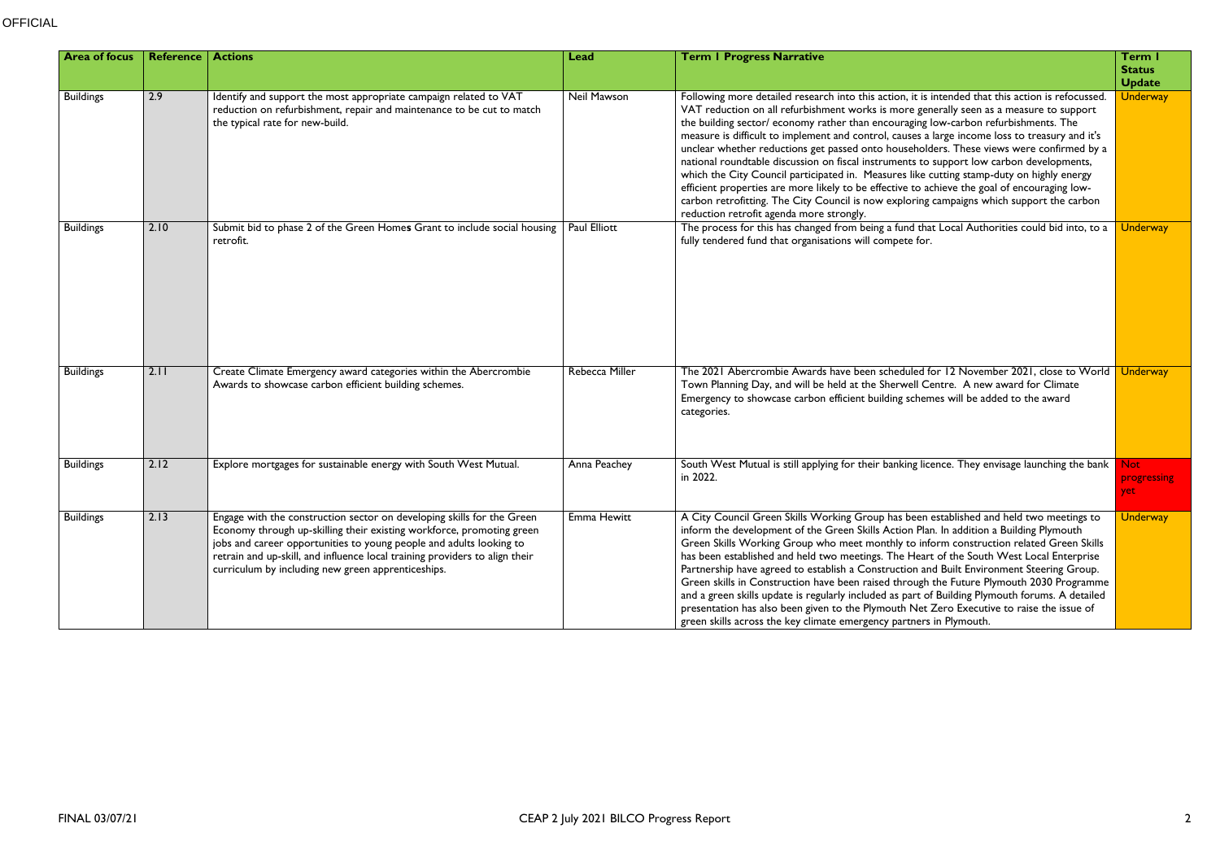| Area of focus | Reference | Actions | Lead | Term 1 Progress Narrative | Term 1 Status Update |
|---|---|---|---|---|---|
| Buildings | 2.9 | Identify and support the most appropriate campaign related to VAT reduction on refurbishment, repair and maintenance to be cut to match the typical rate for new-build. | Neil Mawson | Following more detailed research into this action, it is intended that this action is refocussed. VAT reduction on all refurbishment works is more generally seen as a measure to support the building sector/ economy rather than encouraging low-carbon refurbishments. The measure is difficult to implement and control, causes a large income loss to treasury and it's unclear whether reductions get passed onto householders. These views were confirmed by a national roundtable discussion on fiscal instruments to support low carbon developments, which the City Council participated in. Measures like cutting stamp-duty on highly energy efficient properties are more likely to be effective to achieve the goal of encouraging low-carbon retrofitting. The City Council is now exploring campaigns which support the carbon reduction retrofit agenda more strongly. | Underway |
| Buildings | 2.10 | Submit bid to phase 2 of the Green Homes Grant to include social housing retrofit. | Paul Elliott | The process for this has changed from being a fund that Local Authorities could bid into, to a fully tendered fund that organisations will compete for. | Underway |
| Buildings | 2.11 | Create Climate Emergency award categories within the Abercrombie Awards to showcase carbon efficient building schemes. | Rebecca Miller | The 2021 Abercrombie Awards have been scheduled for 12 November 2021, close to World Town Planning Day, and will be held at the Sherwell Centre. A new award for Climate Emergency to showcase carbon efficient building schemes will be added to the award categories. | Underway |
| Buildings | 2.12 | Explore mortgages for sustainable energy with South West Mutual. | Anna Peachey | South West Mutual is still applying for their banking licence. They envisage launching the bank in 2022. | Not progressing yet |
| Buildings | 2.13 | Engage with the construction sector on developing skills for the Green Economy through up-skilling their existing workforce, promoting green jobs and career opportunities to young people and adults looking to retrain and up-skill, and influence local training providers to align their curriculum by including new green apprenticeships. | Emma Hewitt | A City Council Green Skills Working Group has been established and held two meetings to inform the development of the Green Skills Action Plan. In addition a Building Plymouth Green Skills Working Group who meet monthly to inform construction related Green Skills has been established and held two meetings. The Heart of the South West Local Enterprise Partnership have agreed to establish a Construction and Built Environment Steering Group. Green skills in Construction have been raised through the Future Plymouth 2030 Programme and a green skills update is regularly included as part of Building Plymouth forums. A detailed presentation has also been given to the Plymouth Net Zero Executive to raise the issue of green skills across the key climate emergency partners in Plymouth. | Underway |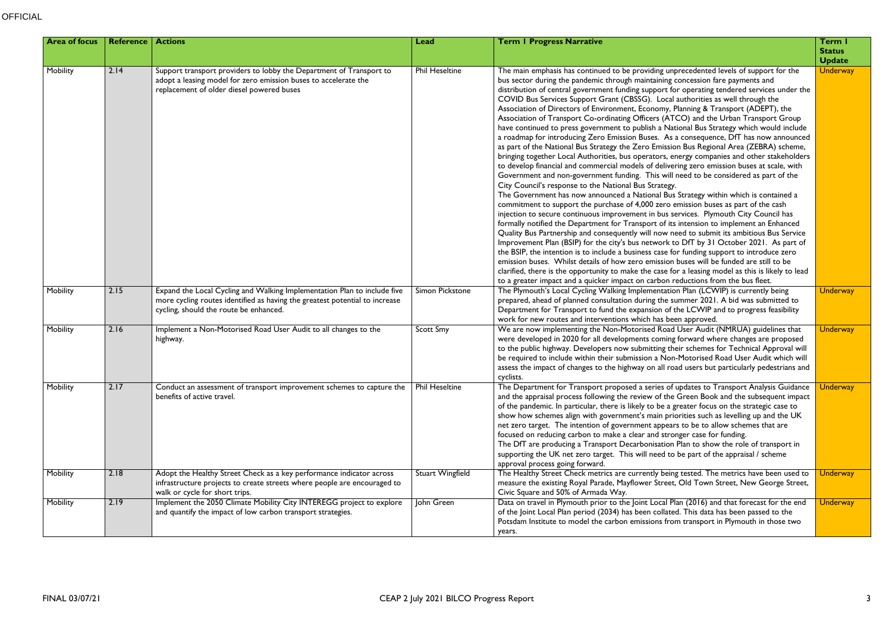| Area of focus | Reference | Actions | Lead | Term 1 Progress Narrative | Term 1 Status Update |
|---|---|---|---|---|---|
| Mobility | 2.14 | Support transport providers to lobby the Department of Transport to adopt a leasing model for zero emission buses to accelerate the replacement of older diesel powered buses | Phil Heseltine | The main emphasis has continued to be providing unprecedented levels of support for the bus sector during the pandemic through maintaining concession fare payments and distribution of central government funding support for operating tendered services under the COVID Bus Services Support Grant (CBSSG). Local authorities as well through the Association of Directors of Environment, Economy, Planning & Transport (ADEPT), the Association of Transport Co-ordinating Officers (ATCO) and the Urban Transport Group have continued to press government to publish a National Bus Strategy which would include a roadmap for introducing Zero Emission Buses. As a consequence, DfT has now announced as part of the National Bus Strategy the Zero Emission Bus Regional Area (ZEBRA) scheme, bringing together Local Authorities, bus operators, energy companies and other stakeholders to develop financial and commercial models of delivering zero emission buses at scale, with Government and non-government funding. This will need to be considered as part of the City Council's response to the National Bus Strategy.<br>The Government has now announced a National Bus Strategy within which is contained a commitment to support the purchase of 4,000 zero emission buses as part of the cash injection to secure continuous improvement in bus services. Plymouth City Council has formally notified the Department for Transport of its intension to implement an Enhanced Quality Bus Partnership and consequently will now need to submit its ambitious Bus Service Improvement Plan (BSIP) for the city's bus network to DfT by 31 October 2021. As part of the BSIP, the intention is to include a business case for funding support to introduce zero emission buses. Whilst details of how zero emission buses will be funded are still to be clarified, there is the opportunity to make the case for a leasing model as this is likely to lead to a greater impact and a quicker impact on carbon reductions from the bus fleet. | Underway |
| Mobility | 2.15 | Expand the Local Cycling and Walking Implementation Plan to include five more cycling routes identified as having the greatest potential to increase cycling, should the route be enhanced. | Simon Pickstone | The Plymouth's Local Cycling Walking Implementation Plan (LCWIP) is currently being prepared, ahead of planned consultation during the summer 2021. A bid was submitted to Department for Transport to fund the expansion of the LCWIP and to progress feasibility work for new routes and interventions which has been approved. | Underway |
| Mobility | 2.16 | Implement a Non-Motorised Road User Audit to all changes to the highway. | Scott Smy | We are now implementing the Non-Motorised Road User Audit (NMRUA) guidelines that were developed in 2020 for all developments coming forward where changes are proposed to the public highway. Developers now submitting their schemes for Technical Approval will be required to include within their submission a Non-Motorised Road User Audit which will assess the impact of changes to the highway on all road users but particularly pedestrians and cyclists. | Underway |
| Mobility | 2.17 | Conduct an assessment of transport improvement schemes to capture the benefits of active travel. | Phil Heseltine | The Department for Transport proposed a series of updates to Transport Analysis Guidance and the appraisal process following the review of the Green Book and the subsequent impact of the pandemic. In particular, there is likely to be a greater focus on the strategic case to show how schemes align with government's main priorities such as levelling up and the UK net zero target. The intention of government appears to be to allow schemes that are focused on reducing carbon to make a clear and stronger case for funding.<br>The DfT are producing a Transport Decarbonisation Plan to show the role of transport in supporting the UK net zero target. This will need to be part of the appraisal / scheme approval process going forward. | Underway |
| Mobility | 2.18 | Adopt the Healthy Street Check as a key performance indicator across infrastructure projects to create streets where people are encouraged to walk or cycle for short trips. | Stuart Wingfield | The Healthy Street Check metrics are currently being tested. The metrics have been used to measure the existing Royal Parade, Mayflower Street, Old Town Street, New George Street, Civic Square and 50% of Armada Way. | Underway |
| Mobility | 2.19 | Implement the 2050 Climate Mobility City INTEREGG project to explore and quantify the impact of low carbon transport strategies. | John Green | Data on travel in Plymouth prior to the Joint Local Plan (2016) and that forecast for the end of the Joint Local Plan period (2034) has been collated. This data has been passed to the Potsdam Institute to model the carbon emissions from transport in Plymouth in those two years. | Underway |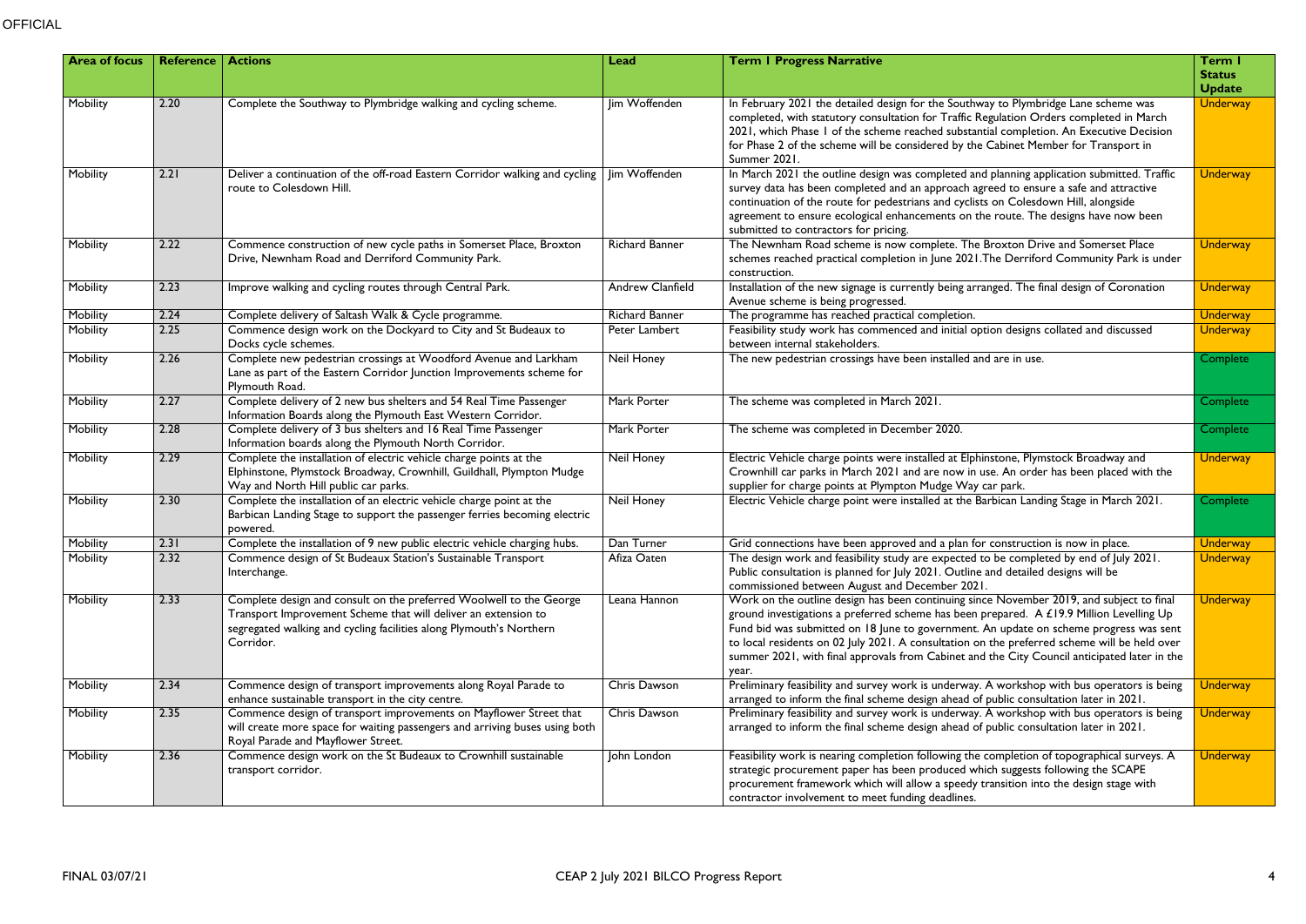| Area of focus | Reference | Actions | Lead | Term 1 Progress Narrative | Term 1 Status Update |
|---|---|---|---|---|---|
| Mobility | 2.20 | Complete the Southway to Plymbridge walking and cycling scheme. | Jim Woffenden | In February 2021 the detailed design for the Southway to Plymbridge Lane scheme was completed, with statutory consultation for Traffic Regulation Orders completed in March 2021, which Phase 1 of the scheme reached substantial completion. An Executive Decision for Phase 2 of the scheme will be considered by the Cabinet Member for Transport in Summer 2021. | Underway |
| Mobility | 2.21 | Deliver a continuation of the off-road Eastern Corridor walking and cycling route to Colesdown Hill. | Jim Woffenden | In March 2021 the outline design was completed and planning application submitted. Traffic survey data has been completed and an approach agreed to ensure a safe and attractive continuation of the route for pedestrians and cyclists on Colesdown Hill, alongside agreement to ensure ecological enhancements on the route. The designs have now been submitted to contractors for pricing. | Underway |
| Mobility | 2.22 | Commence construction of new cycle paths in Somerset Place, Broxton Drive, Newnham Road and Derriford Community Park. | Richard Banner | The Newnham Road scheme is now complete. The Broxton Drive and Somerset Place schemes reached practical completion in June 2021.The Derriford Community Park is under construction. | Underway |
| Mobility | 2.23 | Improve walking and cycling routes through Central Park. | Andrew Clanfield | Installation of the new signage is currently being arranged. The final design of Coronation Avenue scheme is being progressed. | Underway |
| Mobility | 2.24 | Complete delivery of Saltash Walk & Cycle programme. | Richard Banner | The programme has reached practical completion. | Underway |
| Mobility | 2.25 | Commence design work on the Dockyard to City and St Budeaux to Docks cycle schemes. | Peter Lambert | Feasibility study work has commenced and initial option designs collated and discussed between internal stakeholders. | Underway |
| Mobility | 2.26 | Complete new pedestrian crossings at Woodford Avenue and Larkham Lane as part of the Eastern Corridor Junction Improvements scheme for Plymouth Road. | Neil Honey | The new pedestrian crossings have been installed and are in use. | Complete |
| Mobility | 2.27 | Complete delivery of 2 new bus shelters and 54 Real Time Passenger Information Boards along the Plymouth East Western Corridor. | Mark Porter | The scheme was completed in March 2021. | Complete |
| Mobility | 2.28 | Complete delivery of 3 bus shelters and 16 Real Time Passenger Information boards along the Plymouth North Corridor. | Mark Porter | The scheme was completed in December 2020. | Complete |
| Mobility | 2.29 | Complete the installation of electric vehicle charge points at the Elphinstone, Plymstock Broadway, Crownhill, Guildhall, Plympton Mudge Way and North Hill public car parks. | Neil Honey | Electric Vehicle charge points were installed at Elphinstone, Plymstock Broadway and Crownhill car parks in March 2021 and are now in use. An order has been placed with the supplier for charge points at Plympton Mudge Way car park. | Underway |
| Mobility | 2.30 | Complete the installation of an electric vehicle charge point at the Barbican Landing Stage to support the passenger ferries becoming electric powered. | Neil Honey | Electric Vehicle charge point were installed at the Barbican Landing Stage in March 2021. | Complete |
| Mobility | 2.31 | Complete the installation of 9 new public electric vehicle charging hubs. | Dan Turner | Grid connections have been approved and a plan for construction is now in place. | Underway |
| Mobility | 2.32 | Commence design of St Budeaux Station's Sustainable Transport Interchange. | Afiza Oaten | The design work and feasibility study are expected to be completed by end of July 2021. Public consultation is planned for July 2021. Outline and detailed designs will be commissioned between August and December 2021. | Underway |
| Mobility | 2.33 | Complete design and consult on the preferred Woolwell to the George Transport Improvement Scheme that will deliver an extension to segregated walking and cycling facilities along Plymouth's Northern Corridor. | Leana Hannon | Work on the outline design has been continuing since November 2019, and subject to final ground investigations a preferred scheme has been prepared. A £19.9 Million Levelling Up Fund bid was submitted on 18 June to government. An update on scheme progress was sent to local residents on 02 July 2021. A consultation on the preferred scheme will be held over summer 2021, with final approvals from Cabinet and the City Council anticipated later in the year. | Underway |
| Mobility | 2.34 | Commence design of transport improvements along Royal Parade to enhance sustainable transport in the city centre. | Chris Dawson | Preliminary feasibility and survey work is underway. A workshop with bus operators is being arranged to inform the final scheme design ahead of public consultation later in 2021. | Underway |
| Mobility | 2.35 | Commence design of transport improvements on Mayflower Street that will create more space for waiting passengers and arriving buses using both Royal Parade and Mayflower Street. | Chris Dawson | Preliminary feasibility and survey work is underway. A workshop with bus operators is being arranged to inform the final scheme design ahead of public consultation later in 2021. | Underway |
| Mobility | 2.36 | Commence design work on the St Budeaux to Crownhill sustainable transport corridor. | John London | Feasibility work is nearing completion following the completion of topographical surveys. A strategic procurement paper has been produced which suggests following the SCAPE procurement framework which will allow a speedy transition into the design stage with contractor involvement to meet funding deadlines. | Underway |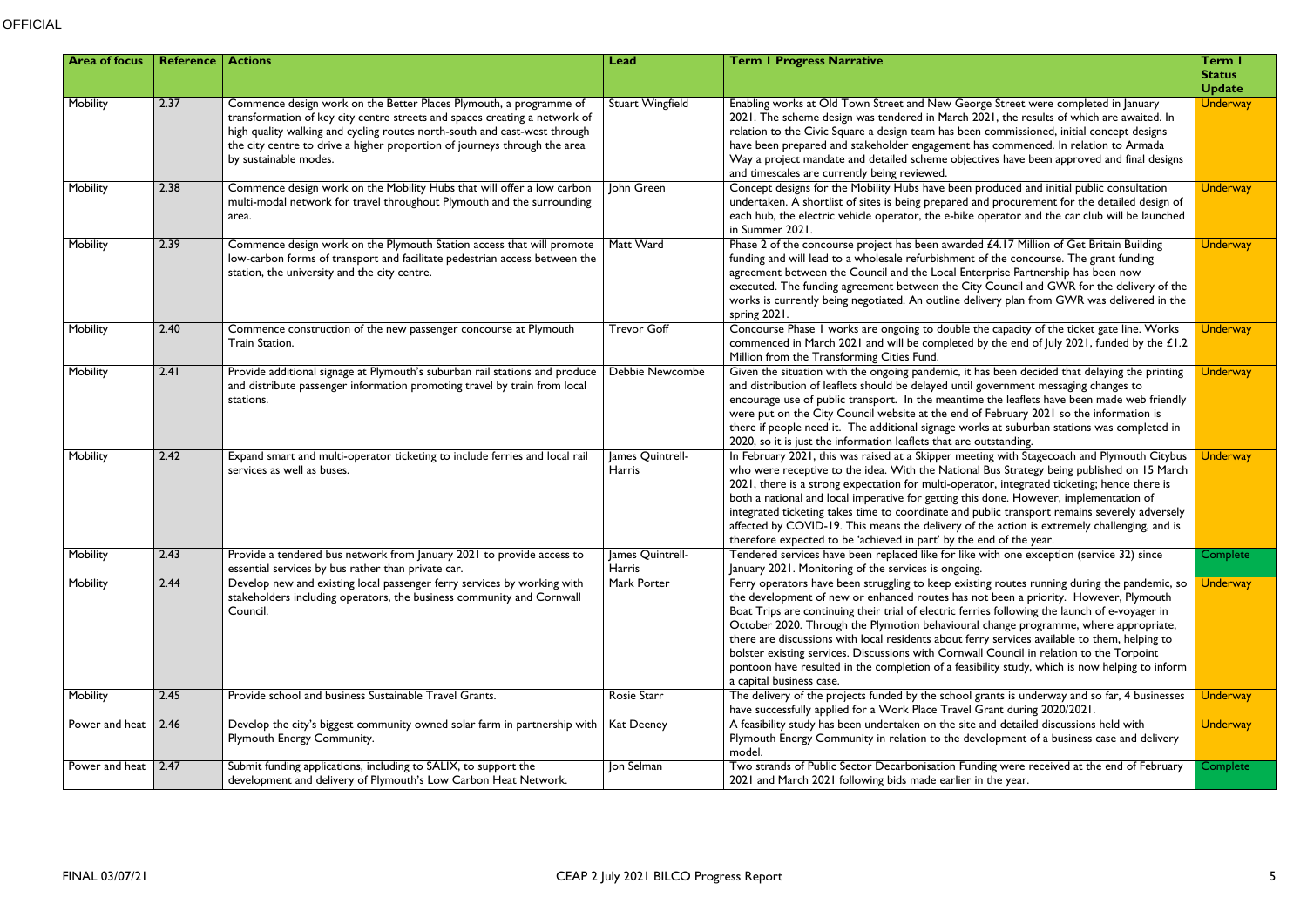| Area of focus | Reference | Actions | Lead | Term 1 Progress Narrative | Term 1 Status Update |
|---|---|---|---|---|---|
| Mobility | 2.37 | Commence design work on the Better Places Plymouth, a programme of transformation of key city centre streets and spaces creating a network of high quality walking and cycling routes north-south and east-west through the city centre to drive a higher proportion of journeys through the area by sustainable modes. | Stuart Wingfield | Enabling works at Old Town Street and New George Street were completed in January 2021. The scheme design was tendered in March 2021, the results of which are awaited. In relation to the Civic Square a design team has been commissioned, initial concept designs have been prepared and stakeholder engagement has commenced. In relation to Armada Way a project mandate and detailed scheme objectives have been approved and final designs and timescales are currently being reviewed. | Underway |
| Mobility | 2.38 | Commence design work on the Mobility Hubs that will offer a low carbon multi-modal network for travel throughout Plymouth and the surrounding area. | John Green | Concept designs for the Mobility Hubs have been produced and initial public consultation undertaken. A shortlist of sites is being prepared and procurement for the detailed design of each hub, the electric vehicle operator, the e-bike operator and the car club will be launched in Summer 2021. | Underway |
| Mobility | 2.39 | Commence design work on the Plymouth Station access that will promote low-carbon forms of transport and facilitate pedestrian access between the station, the university and the city centre. | Matt Ward | Phase 2 of the concourse project has been awarded £4.17 Million of Get Britain Building funding and will lead to a wholesale refurbishment of the concourse. The grant funding agreement between the Council and the Local Enterprise Partnership has been now executed. The funding agreement between the City Council and GWR for the delivery of the works is currently being negotiated. An outline delivery plan from GWR was delivered in the spring 2021. | Underway |
| Mobility | 2.40 | Commence construction of the new passenger concourse at Plymouth Train Station. | Trevor Goff | Concourse Phase 1 works are ongoing to double the capacity of the ticket gate line. Works commenced in March 2021 and will be completed by the end of July 2021, funded by the £1.2 Million from the Transforming Cities Fund. | Underway |
| Mobility | 2.41 | Provide additional signage at Plymouth's suburban rail stations and produce and distribute passenger information promoting travel by train from local stations. | Debbie Newcombe | Given the situation with the ongoing pandemic, it has been decided that delaying the printing and distribution of leaflets should be delayed until government messaging changes to encourage use of public transport. In the meantime the leaflets have been made web friendly were put on the City Council website at the end of February 2021 so the information is there if people need it. The additional signage works at suburban stations was completed in 2020, so it is just the information leaflets that are outstanding. | Underway |
| Mobility | 2.42 | Expand smart and multi-operator ticketing to include ferries and local rail services as well as buses. | James Quintrell-Harris | In February 2021, this was raised at a Skipper meeting with Stagecoach and Plymouth Citybus who were receptive to the idea. With the National Bus Strategy being published on 15 March 2021, there is a strong expectation for multi-operator, integrated ticketing; hence there is both a national and local imperative for getting this done. However, implementation of integrated ticketing takes time to coordinate and public transport remains severely adversely affected by COVID-19. This means the delivery of the action is extremely challenging, and is therefore expected to be 'achieved in part' by the end of the year. | Underway |
| Mobility | 2.43 | Provide a tendered bus network from January 2021 to provide access to essential services by bus rather than private car. | James Quintrell-Harris | Tendered services have been replaced like for like with one exception (service 32) since January 2021. Monitoring of the services is ongoing. | Complete |
| Mobility | 2.44 | Develop new and existing local passenger ferry services by working with stakeholders including operators, the business community and Cornwall Council. | Mark Porter | Ferry operators have been struggling to keep existing routes running during the pandemic, so the development of new or enhanced routes has not been a priority. However, Plymouth Boat Trips are continuing their trial of electric ferries following the launch of e-voyager in October 2020. Through the Plymotion behavioural change programme, where appropriate, there are discussions with local residents about ferry services available to them, helping to bolster existing services. Discussions with Cornwall Council in relation to the Torpoint pontoon have resulted in the completion of a feasibility study, which is now helping to inform a capital business case. | Underway |
| Mobility | 2.45 | Provide school and business Sustainable Travel Grants. | Rosie Starr | The delivery of the projects funded by the school grants is underway and so far, 4 businesses have successfully applied for a Work Place Travel Grant during 2020/2021. | Underway |
| Power and heat | 2.46 | Develop the city's biggest community owned solar farm in partnership with Plymouth Energy Community. | Kat Deeney | A feasibility study has been undertaken on the site and detailed discussions held with Plymouth Energy Community in relation to the development of a business case and delivery model. | Underway |
| Power and heat | 2.47 | Submit funding applications, including to SALIX, to support the development and delivery of Plymouth's Low Carbon Heat Network. | Jon Selman | Two strands of Public Sector Decarbonisation Funding were received at the end of February 2021 and March 2021 following bids made earlier in the year. | Complete |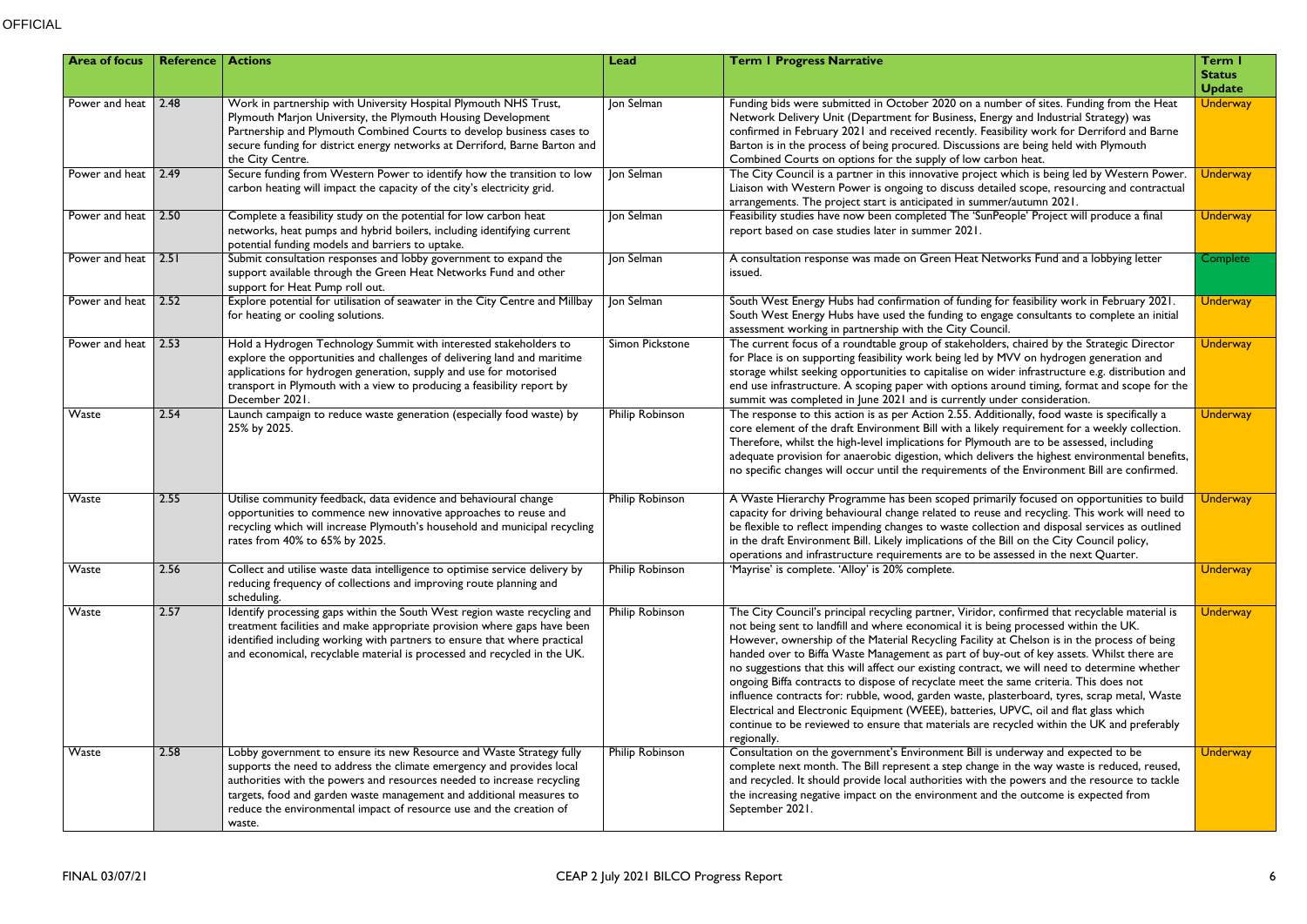| Area of focus | Reference | Actions | Lead | Term 1 Progress Narrative | Term 1 Status Update |
|---|---|---|---|---|---|
| Power and heat | 2.48 | Work in partnership with University Hospital Plymouth NHS Trust, Plymouth Marjon University, the Plymouth Housing Development Partnership and Plymouth Combined Courts to develop business cases to secure funding for district energy networks at Derriford, Barne Barton and the City Centre. | Jon Selman | Funding bids were submitted in October 2020 on a number of sites. Funding from the Heat Network Delivery Unit (Department for Business, Energy and Industrial Strategy) was confirmed in February 2021 and received recently. Feasibility work for Derriford and Barne Barton is in the process of being procured. Discussions are being held with Plymouth Combined Courts on options for the supply of low carbon heat. | Underway |
| Power and heat | 2.49 | Secure funding from Western Power to identify how the transition to low carbon heating will impact the capacity of the city's electricity grid. | Jon Selman | The City Council is a partner in this innovative project which is being led by Western Power. Liaison with Western Power is ongoing to discuss detailed scope, resourcing and contractual arrangements. The project start is anticipated in summer/autumn 2021. | Underway |
| Power and heat | 2.50 | Complete a feasibility study on the potential for low carbon heat networks, heat pumps and hybrid boilers, including identifying current potential funding models and barriers to uptake. | Jon Selman | Feasibility studies have now been completed The 'SunPeople' Project will produce a final report based on case studies later in summer 2021. | Underway |
| Power and heat | 2.51 | Submit consultation responses and lobby government to expand the support available through the Green Heat Networks Fund and other support for Heat Pump roll out. | Jon Selman | A consultation response was made on Green Heat Networks Fund and a lobbying letter issued. | Complete |
| Power and heat | 2.52 | Explore potential for utilisation of seawater in the City Centre and Millbay for heating or cooling solutions. | Jon Selman | South West Energy Hubs had confirmation of funding for feasibility work in February 2021. South West Energy Hubs have used the funding to engage consultants to complete an initial assessment working in partnership with the City Council. | Underway |
| Power and heat | 2.53 | Hold a Hydrogen Technology Summit with interested stakeholders to explore the opportunities and challenges of delivering land and maritime applications for hydrogen generation, supply and use for motorised transport in Plymouth with a view to producing a feasibility report by December 2021. | Simon Pickstone | The current focus of a roundtable group of stakeholders, chaired by the Strategic Director for Place is on supporting feasibility work being led by MVV on hydrogen generation and storage whilst seeking opportunities to capitalise on wider infrastructure e.g. distribution and end use infrastructure. A scoping paper with options around timing, format and scope for the summit was completed in June 2021 and is currently under consideration. | Underway |
| Waste | 2.54 | Launch campaign to reduce waste generation (especially food waste) by 25% by 2025. | Philip Robinson | The response to this action is as per Action 2.55. Additionally, food waste is specifically a core element of the draft Environment Bill with a likely requirement for a weekly collection. Therefore, whilst the high-level implications for Plymouth are to be assessed, including adequate provision for anaerobic digestion, which delivers the highest environmental benefits, no specific changes will occur until the requirements of the Environment Bill are confirmed. | Underway |
| Waste | 2.55 | Utilise community feedback, data evidence and behavioural change opportunities to commence new innovative approaches to reuse and recycling which will increase Plymouth's household and municipal recycling rates from 40% to 65% by 2025. | Philip Robinson | A Waste Hierarchy Programme has been scoped primarily focused on opportunities to build capacity for driving behavioural change related to reuse and recycling. This work will need to be flexible to reflect impending changes to waste collection and disposal services as outlined in the draft Environment Bill. Likely implications of the Bill on the City Council policy, operations and infrastructure requirements are to be assessed in the next Quarter. | Underway |
| Waste | 2.56 | Collect and utilise waste data intelligence to optimise service delivery by reducing frequency of collections and improving route planning and scheduling. | Philip Robinson | 'Mayrise' is complete. 'Alloy' is 20% complete. | Underway |
| Waste | 2.57 | Identify processing gaps within the South West region waste recycling and treatment facilities and make appropriate provision where gaps have been identified including working with partners to ensure that where practical and economical, recyclable material is processed and recycled in the UK. | Philip Robinson | The City Council's principal recycling partner, Viridor, confirmed that recyclable material is not being sent to landfill and where economical it is being processed within the UK. However, ownership of the Material Recycling Facility at Chelson is in the process of being handed over to Biffa Waste Management as part of buy-out of key assets. Whilst there are no suggestions that this will affect our existing contract, we will need to determine whether ongoing Biffa contracts to dispose of recyclate meet the same criteria. This does not influence contracts for: rubble, wood, garden waste, plasterboard, tyres, scrap metal, Waste Electrical and Electronic Equipment (WEEE), batteries, UPVC, oil and flat glass which continue to be reviewed to ensure that materials are recycled within the UK and preferably regionally. | Underway |
| Waste | 2.58 | Lobby government to ensure its new Resource and Waste Strategy fully supports the need to address the climate emergency and provides local authorities with the powers and resources needed to increase recycling targets, food and garden waste management and additional measures to reduce the environmental impact of resource use and the creation of waste. | Philip Robinson | Consultation on the government's Environment Bill is underway and expected to be complete next month. The Bill represent a step change in the way waste is reduced, reused, and recycled. It should provide local authorities with the powers and the resource to tackle the increasing negative impact on the environment and the outcome is expected from September 2021. | Underway |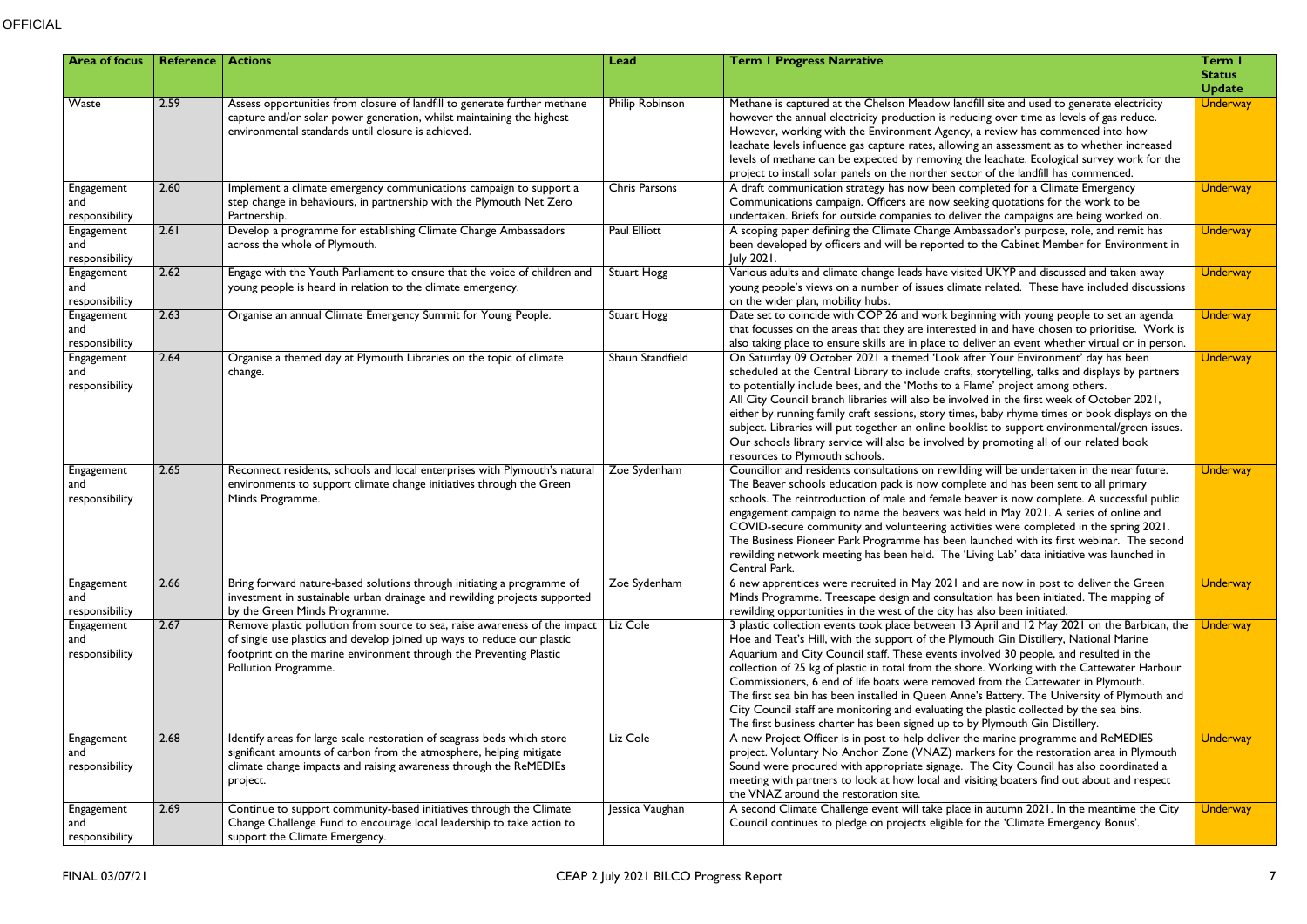| Area of focus | Reference | Actions | Lead | Term 1 Progress Narrative | Term 1 Status Update |
|---|---|---|---|---|---|
| Waste | 2.59 | Assess opportunities from closure of landfill to generate further methane capture and/or solar power generation, whilst maintaining the highest environmental standards until closure is achieved. | Philip Robinson | Methane is captured at the Chelson Meadow landfill site and used to generate electricity however the annual electricity production is reducing over time as levels of gas reduce. However, working with the Environment Agency, a review has commenced into how leachate levels influence gas capture rates, allowing an assessment as to whether increased levels of methane can be expected by removing the leachate. Ecological survey work for the project to install solar panels on the norther sector of the landfill has commenced. | Underway |
| Engagement and responsibility | 2.60 | Implement a climate emergency communications campaign to support a step change in behaviours, in partnership with the Plymouth Net Zero Partnership. | Chris Parsons | A draft communication strategy has now been completed for a Climate Emergency Communications campaign. Officers are now seeking quotations for the work to be undertaken. Briefs for outside companies to deliver the campaigns are being worked on. | Underway |
| Engagement and responsibility | 2.61 | Develop a programme for establishing Climate Change Ambassadors across the whole of Plymouth. | Paul Elliott | A scoping paper defining the Climate Change Ambassador's purpose, role, and remit has been developed by officers and will be reported to the Cabinet Member for Environment in July 2021. | Underway |
| Engagement and responsibility | 2.62 | Engage with the Youth Parliament to ensure that the voice of children and young people is heard in relation to the climate emergency. | Stuart Hogg | Various adults and climate change leads have visited UKYP and discussed and taken away young people's views on a number of issues climate related. These have included discussions on the wider plan, mobility hubs. | Underway |
| Engagement and responsibility | 2.63 | Organise an annual Climate Emergency Summit for Young People. | Stuart Hogg | Date set to coincide with COP 26 and work beginning with young people to set an agenda that focusses on the areas that they are interested in and have chosen to prioritise. Work is also taking place to ensure skills are in place to deliver an event whether virtual or in person. | Underway |
| Engagement and responsibility | 2.64 | Organise a themed day at Plymouth Libraries on the topic of climate change. | Shaun Standfield | On Saturday 09 October 2021 a themed 'Look after Your Environment' day has been scheduled at the Central Library to include crafts, storytelling, talks and displays by partners to potentially include bees, and the 'Moths to a Flame' project among others.<br>All City Council branch libraries will also be involved in the first week of October 2021, either by running family craft sessions, story times, baby rhyme times or book displays on the subject. Libraries will put together an online booklist to support environmental/green issues. Our schools library service will also be involved by promoting all of our related book resources to Plymouth schools. | Underway |
| Engagement and responsibility | 2.65 | Reconnect residents, schools and local enterprises with Plymouth's natural environments to support climate change initiatives through the Green Minds Programme. | Zoe Sydenham | Councillor and residents consultations on rewilding will be undertaken in the near future. The Beaver schools education pack is now complete and has been sent to all primary schools. The reintroduction of male and female beaver is now complete. A successful public engagement campaign to name the beavers was held in May 2021. A series of online and COVID-secure community and volunteering activities were completed in the spring 2021. The Business Pioneer Park Programme has been launched with its first webinar. The second rewilding network meeting has been held. The 'Living Lab' data initiative was launched in Central Park. | Underway |
| Engagement and responsibility | 2.66 | Bring forward nature-based solutions through initiating a programme of investment in sustainable urban drainage and rewilding projects supported by the Green Minds Programme. | Zoe Sydenham | 6 new apprentices were recruited in May 2021 and are now in post to deliver the Green Minds Programme. Treescape design and consultation has been initiated. The mapping of rewilding opportunities in the west of the city has also been initiated. | Underway |
| Engagement and responsibility | 2.67 | Remove plastic pollution from source to sea, raise awareness of the impact of single use plastics and develop joined up ways to reduce our plastic footprint on the marine environment through the Preventing Plastic Pollution Programme. | Liz Cole | 3 plastic collection events took place between 13 April and 12 May 2021 on the Barbican, the Hoe and Teat's Hill, with the support of the Plymouth Gin Distillery, National Marine Aquarium and City Council staff. These events involved 30 people, and resulted in the collection of 25 kg of plastic in total from the shore. Working with the Cattewater Harbour Commissioners, 6 end of life boats were removed from the Cattewater in Plymouth.<br>The first sea bin has been installed in Queen Anne's Battery. The University of Plymouth and City Council staff are monitoring and evaluating the plastic collected by the sea bins.<br>The first business charter has been signed up to by Plymouth Gin Distillery. | Underway |
| Engagement and responsibility | 2.68 | Identify areas for large scale restoration of seagrass beds which store significant amounts of carbon from the atmosphere, helping mitigate climate change impacts and raising awareness through the ReMEDIEs project. | Liz Cole | A new Project Officer is in post to help deliver the marine programme and ReMEDIES project. Voluntary No Anchor Zone (VNAZ) markers for the restoration area in Plymouth Sound were procured with appropriate signage. The City Council has also coordinated a meeting with partners to look at how local and visiting boaters find out about and respect the VNAZ around the restoration site. | Underway |
| Engagement and responsibility | 2.69 | Continue to support community-based initiatives through the Climate Change Challenge Fund to encourage local leadership to take action to support the Climate Emergency. | Jessica Vaughan | A second Climate Challenge event will take place in autumn 2021. In the meantime the City Council continues to pledge on projects eligible for the 'Climate Emergency Bonus'. | Underway |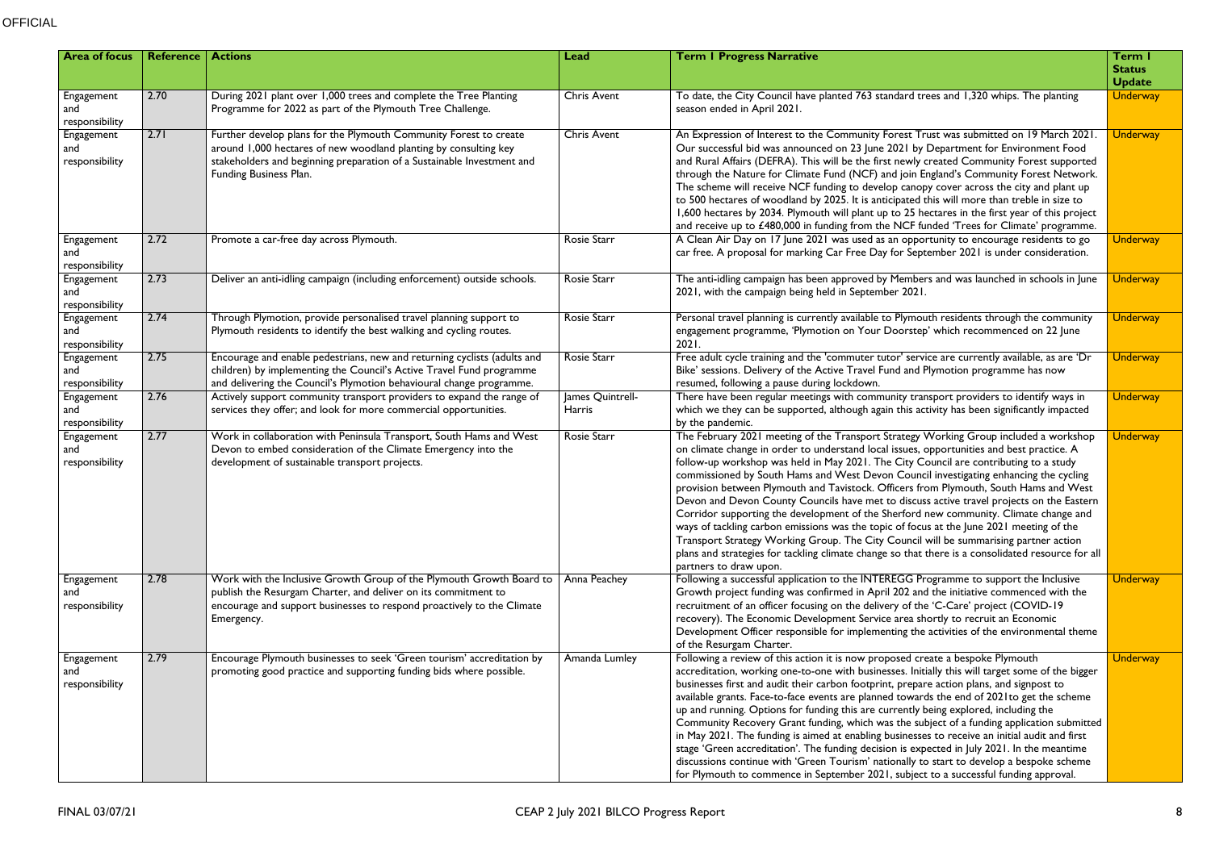| Area of focus | Reference | Actions | Lead | Term 1 Progress Narrative | Term 1 Status Update |
|---|---|---|---|---|---|
| Engagement and responsibility | 2.70 | During 2021 plant over 1,000 trees and complete the Tree Planting Programme for 2022 as part of the Plymouth Tree Challenge. | Chris Avent | To date, the City Council have planted 763 standard trees and 1,320 whips. The planting season ended in April 2021. | Underway |
| Engagement and responsibility | 2.71 | Further develop plans for the Plymouth Community Forest to create around 1,000 hectares of new woodland planting by consulting key stakeholders and beginning preparation of a Sustainable Investment and Funding Business Plan. | Chris Avent | An Expression of Interest to the Community Forest Trust was submitted on 19 March 2021. Our successful bid was announced on 23 June 2021 by Department for Environment Food and Rural Affairs (DEFRA). This will be the first newly created Community Forest supported through the Nature for Climate Fund (NCF) and join England's Community Forest Network. The scheme will receive NCF funding to develop canopy cover across the city and plant up to 500 hectares of woodland by 2025. It is anticipated this will more than treble in size to 1,600 hectares by 2034. Plymouth will plant up to 25 hectares in the first year of this project and receive up to £480,000 in funding from the NCF funded 'Trees for Climate' programme. | Underway |
| Engagement and responsibility | 2.72 | Promote a car-free day across Plymouth. | Rosie Starr | A Clean Air Day on 17 June 2021 was used as an opportunity to encourage residents to go car free. A proposal for marking Car Free Day for September 2021 is under consideration. | Underway |
| Engagement and responsibility | 2.73 | Deliver an anti-idling campaign (including enforcement) outside schools. | Rosie Starr | The anti-idling campaign has been approved by Members and was launched in schools in June 2021, with the campaign being held in September 2021. | Underway |
| Engagement and responsibility | 2.74 | Through Plymotion, provide personalised travel planning support to Plymouth residents to identify the best walking and cycling routes. | Rosie Starr | Personal travel planning is currently available to Plymouth residents through the community engagement programme, 'Plymotion on Your Doorstep' which recommenced on 22 June 2021. | Underway |
| Engagement and responsibility | 2.75 | Encourage and enable pedestrians, new and returning cyclists (adults and children) by implementing the Council's Active Travel Fund programme and delivering the Council's Plymotion behavioural change programme. | Rosie Starr | Free adult cycle training and the 'commuter tutor' service are currently available, as are 'Dr Bike' sessions. Delivery of the Active Travel Fund and Plymotion programme has now resumed, following a pause during lockdown. | Underway |
| Engagement and responsibility | 2.76 | Actively support community transport providers to expand the range of services they offer; and look for more commercial opportunities. | James Quintrell-Harris | There have been regular meetings with community transport providers to identify ways in which we they can be supported, although again this activity has been significantly impacted by the pandemic. | Underway |
| Engagement and responsibility | 2.77 | Work in collaboration with Peninsula Transport, South Hams and West Devon to embed consideration of the Climate Emergency into the development of sustainable transport projects. | Rosie Starr | The February 2021 meeting of the Transport Strategy Working Group included a workshop on climate change in order to understand local issues, opportunities and best practice. A follow-up workshop was held in May 2021. The City Council are contributing to a study commissioned by South Hams and West Devon Council investigating enhancing the cycling provision between Plymouth and Tavistock. Officers from Plymouth, South Hams and West Devon and Devon County Councils have met to discuss active travel projects on the Eastern Corridor supporting the development of the Sherford new community. Climate change and ways of tackling carbon emissions was the topic of focus at the June 2021 meeting of the Transport Strategy Working Group. The City Council will be summarising partner action plans and strategies for tackling climate change so that there is a consolidated resource for all partners to draw upon. | Underway |
| Engagement and responsibility | 2.78 | Work with the Inclusive Growth Group of the Plymouth Growth Board to publish the Resurgam Charter, and deliver on its commitment to encourage and support businesses to respond proactively to the Climate Emergency. | Anna Peachey | Following a successful application to the INTEREGG Programme to support the Inclusive Growth project funding was confirmed in April 202 and the initiative commenced with the recruitment of an officer focusing on the delivery of the 'C-Care' project (COVID-19 recovery). The Economic Development Service area shortly to recruit an Economic Development Officer responsible for implementing the activities of the environmental theme of the Resurgam Charter. | Underway |
| Engagement and responsibility | 2.79 | Encourage Plymouth businesses to seek 'Green tourism' accreditation by promoting good practice and supporting funding bids where possible. | Amanda Lumley | Following a review of this action it is now proposed create a bespoke Plymouth accreditation, working one-to-one with businesses. Initially this will target some of the bigger businesses first and audit their carbon footprint, prepare action plans, and signpost to available grants. Face-to-face events are planned towards the end of 2021to get the scheme up and running. Options for funding this are currently being explored, including the Community Recovery Grant funding, which was the subject of a funding application submitted in May 2021. The funding is aimed at enabling businesses to receive an initial audit and first stage 'Green accreditation'. The funding decision is expected in July 2021. In the meantime discussions continue with 'Green Tourism' nationally to start to develop a bespoke scheme for Plymouth to commence in September 2021, subject to a successful funding approval. | Underway |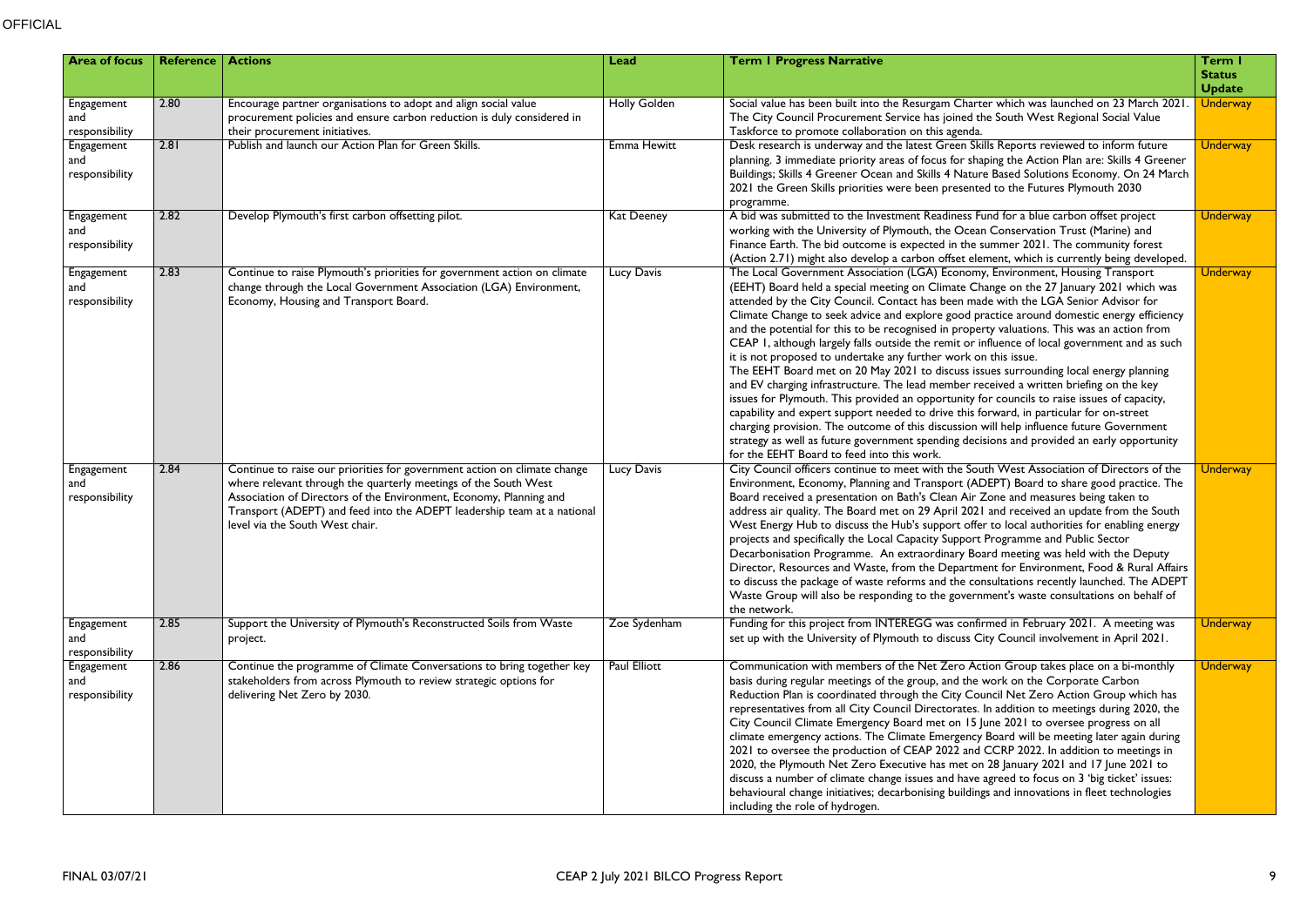| Area of focus | Reference | Actions | Lead | Term 1 Progress Narrative | Term 1 Status Update |
|---|---|---|---|---|---|
| Engagement and responsibility | 2.80 | Encourage partner organisations to adopt and align social value procurement policies and ensure carbon reduction is duly considered in their procurement initiatives. | Holly Golden | Social value has been built into the Resurgam Charter which was launched on 23 March 2021. The City Council Procurement Service has joined the South West Regional Social Value Taskforce to promote collaboration on this agenda. | Underway |
| Engagement and responsibility | 2.81 | Publish and launch our Action Plan for Green Skills. | Emma Hewitt | Desk research is underway and the latest Green Skills Reports reviewed to inform future planning. 3 immediate priority areas of focus for shaping the Action Plan are: Skills 4 Greener Buildings; Skills 4 Greener Ocean and Skills 4 Nature Based Solutions Economy. On 24 March 2021 the Green Skills priorities were been presented to the Futures Plymouth 2030 programme. | Underway |
| Engagement and responsibility | 2.82 | Develop Plymouth's first carbon offsetting pilot. | Kat Deeney | A bid was submitted to the Investment Readiness Fund for a blue carbon offset project working with the University of Plymouth, the Ocean Conservation Trust (Marine) and Finance Earth. The bid outcome is expected in the summer 2021. The community forest (Action 2.71) might also develop a carbon offset element, which is currently being developed. | Underway |
| Engagement and responsibility | 2.83 | Continue to raise Plymouth's priorities for government action on climate change through the Local Government Association (LGA) Environment, Economy, Housing and Transport Board. | Lucy Davis | The Local Government Association (LGA) Economy, Environment, Housing Transport (EEHT) Board held a special meeting on Climate Change on the 27 January 2021 which was attended by the City Council. Contact has been made with the LGA Senior Advisor for Climate Change to seek advice and explore good practice around domestic energy efficiency and the potential for this to be recognised in property valuations. This was an action from CEAP 1, although largely falls outside the remit or influence of local government and as such it is not proposed to undertake any further work on this issue.<br>The EEHT Board met on 20 May 2021 to discuss issues surrounding local energy planning and EV charging infrastructure. The lead member received a written briefing on the key issues for Plymouth. This provided an opportunity for councils to raise issues of capacity, capability and expert support needed to drive this forward, in particular for on-street charging provision. The outcome of this discussion will help influence future Government strategy as well as future government spending decisions and provided an early opportunity for the EEHT Board to feed into this work. | Underway |
| Engagement and responsibility | 2.84 | Continue to raise our priorities for government action on climate change where relevant through the quarterly meetings of the South West Association of Directors of the Environment, Economy, Planning and Transport (ADEPT) and feed into the ADEPT leadership team at a national level via the South West chair. | Lucy Davis | City Council officers continue to meet with the South West Association of Directors of the Environment, Economy, Planning and Transport (ADEPT) Board to share good practice. The Board received a presentation on Bath's Clean Air Zone and measures being taken to address air quality. The Board met on 29 April 2021 and received an update from the South West Energy Hub to discuss the Hub's support offer to local authorities for enabling energy projects and specifically the Local Capacity Support Programme and Public Sector Decarbonisation Programme. An extraordinary Board meeting was held with the Deputy Director, Resources and Waste, from the Department for Environment, Food & Rural Affairs to discuss the package of waste reforms and the consultations recently launched. The ADEPT Waste Group will also be responding to the government's waste consultations on behalf of the network. | Underway |
| Engagement and responsibility | 2.85 | Support the University of Plymouth's Reconstructed Soils from Waste project. | Zoe Sydenham | Funding for this project from INTEREGG was confirmed in February 2021. A meeting was set up with the University of Plymouth to discuss City Council involvement in April 2021. | Underway |
| Engagement and responsibility | 2.86 | Continue the programme of Climate Conversations to bring together key stakeholders from across Plymouth to review strategic options for delivering Net Zero by 2030. | Paul Elliott | Communication with members of the Net Zero Action Group takes place on a bi-monthly basis during regular meetings of the group, and the work on the Corporate Carbon Reduction Plan is coordinated through the City Council Net Zero Action Group which has representatives from all City Council Directorates. In addition to meetings during 2020, the City Council Climate Emergency Board met on 15 June 2021 to oversee progress on all climate emergency actions. The Climate Emergency Board will be meeting later again during 2021 to oversee the production of CEAP 2022 and CCRP 2022. In addition to meetings in 2020, the Plymouth Net Zero Executive has met on 28 January 2021 and 17 June 2021 to discuss a number of climate change issues and have agreed to focus on 3 'big ticket' issues: behavioural change initiatives; decarbonising buildings and innovations in fleet technologies including the role of hydrogen. | Underway |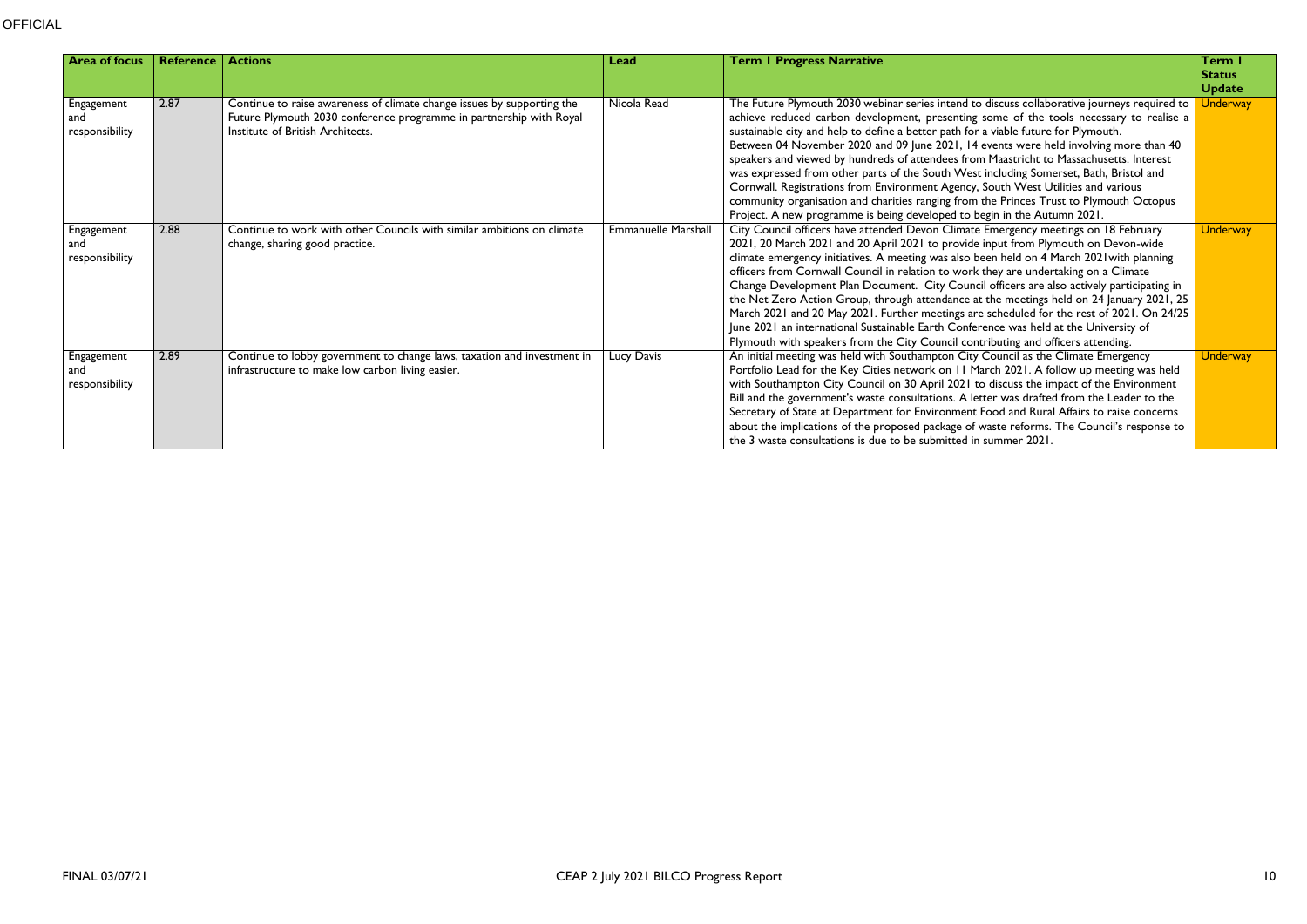| Area of focus | Reference | Actions | Lead | Term 1 Progress Narrative | Term 1 Status Update |
|---|---|---|---|---|---|
| Engagement and responsibility | 2.87 | Continue to raise awareness of climate change issues by supporting the Future Plymouth 2030 conference programme in partnership with Royal Institute of British Architects. | Nicola Read | The Future Plymouth 2030 webinar series intend to discuss collaborative journeys required to achieve reduced carbon development, presenting some of the tools necessary to realise a sustainable city and help to define a better path for a viable future for Plymouth. Between 04 November 2020 and 09 June 2021, 14 events were held involving more than 40 speakers and viewed by hundreds of attendees from Maastricht to Massachusetts. Interest was expressed from other parts of the South West including Somerset, Bath, Bristol and Cornwall. Registrations from Environment Agency, South West Utilities and various community organisation and charities ranging from the Princes Trust to Plymouth Octopus Project. A new programme is being developed to begin in the Autumn 2021. | Underway |
| Engagement and responsibility | 2.88 | Continue to work with other Councils with similar ambitions on climate change, sharing good practice. | Emmanuelle Marshall | City Council officers have attended Devon Climate Emergency meetings on 18 February 2021, 20 March 2021 and 20 April 2021 to provide input from Plymouth on Devon-wide climate emergency initiatives. A meeting was also been held on 4 March 2021with planning officers from Cornwall Council in relation to work they are undertaking on a Climate Change Development Plan Document. City Council officers are also actively participating in the Net Zero Action Group, through attendance at the meetings held on 24 January 2021, 25 March 2021 and 20 May 2021. Further meetings are scheduled for the rest of 2021. On 24/25 June 2021 an international Sustainable Earth Conference was held at the University of Plymouth with speakers from the City Council contributing and officers attending. | Underway |
| Engagement and responsibility | 2.89 | Continue to lobby government to change laws, taxation and investment in infrastructure to make low carbon living easier. | Lucy Davis | An initial meeting was held with Southampton City Council as the Climate Emergency Portfolio Lead for the Key Cities network on 11 March 2021. A follow up meeting was held with Southampton City Council on 30 April 2021 to discuss the impact of the Environment Bill and the government's waste consultations. A letter was drafted from the Leader to the Secretary of State at Department for Environment Food and Rural Affairs to raise concerns about the implications of the proposed package of waste reforms. The Council's response to the 3 waste consultations is due to be submitted in summer 2021. | Underway |